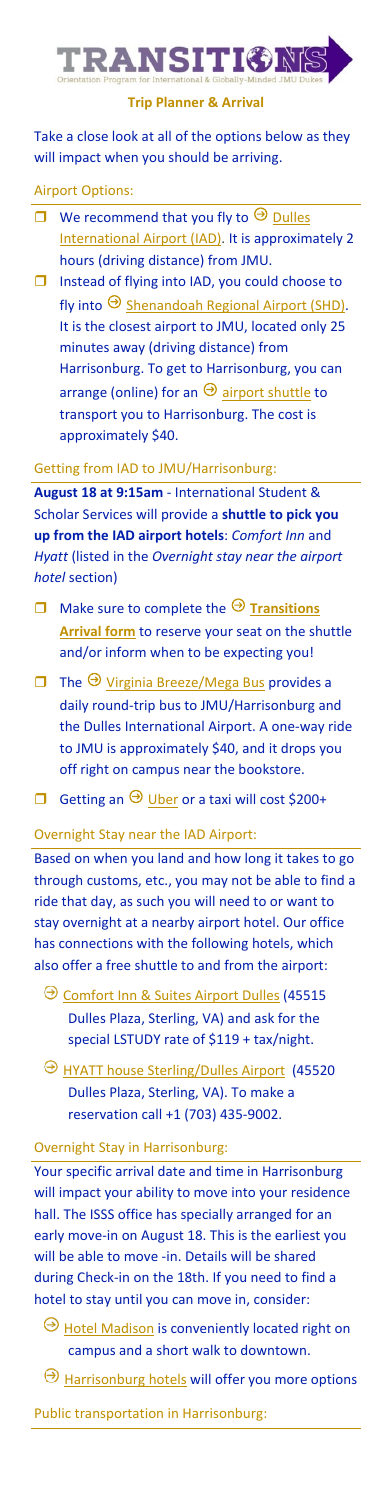# TRANSITIONS

Orientation Program for International & Globally-Minded JMU Dukes

## Trip Planner & Arrival

Take a close look at all of the options below as they will impact when you should be arriving.

### Airport Options:

- ☐ We recommend that you fly to Dulles International Airport (IAD). It is approximately 2 hours (driving distance) from JMU.
- ☐ Instead of flying into IAD, you could choose to fly into Shenandoah Regional Airport (SHD). It is the closest airport to JMU, located only 25 minutes away (driving distance) from Harrisonburg. To get to Harrisonburg, you can arrange (online) for an airport shuttle to transport you to Harrisonburg. The cost is approximately $40.

### Getting from IAD to JMU/Harrisonburg:

**August 18 at 9:15am** - International Student & Scholar Services will provide a **shuttle to pick you up from the IAD airport hotels**: *Comfort Inn* and *Hyatt* (listed in the *Overnight stay near the airport hotel* section)

- ☐ Make sure to complete the **Transitions Arrival form** to reserve your seat on the shuttle and/or inform when to be expecting you!
- ☐ The Virginia Breeze/Mega Bus provides a daily round-trip bus to JMU/Harrisonburg and the Dulles International Airport. A one-way ride to JMU is approximately $40, and it drops you off right on campus near the bookstore.
- ☐ Getting an Uber or a taxi will cost $200+

### Overnight Stay near the IAD Airport:

Based on when you land and how long it takes to go through customs, etc., you may not be able to find a ride that day, as such you will need to or want to stay overnight at a nearby airport hotel. Our office has connections with the following hotels, which also offer a free shuttle to and from the airport:

- Comfort Inn & Suites Airport Dulles (45515 Dulles Plaza, Sterling, VA) and ask for the special LSTUDY rate of $119 + tax/night.
- HYATT house Sterling/Dulles Airport (45520 Dulles Plaza, Sterling, VA). To make a reservation call +1 (703) 435-9002.

### Overnight Stay in Harrisonburg:

Your specific arrival date and time in Harrisonburg will impact your ability to move into your residence hall. The ISSS office has specially arranged for an early move-in on August 18. This is the earliest you will be able to move -in. Details will be shared during Check-in on the 18th. If you need to find a hotel to stay until you can move in, consider:

- Hotel Madison is conveniently located right on campus and a short walk to downtown.
- Harrisonburg hotels will offer you more options

### Public transportation in Harrisonburg: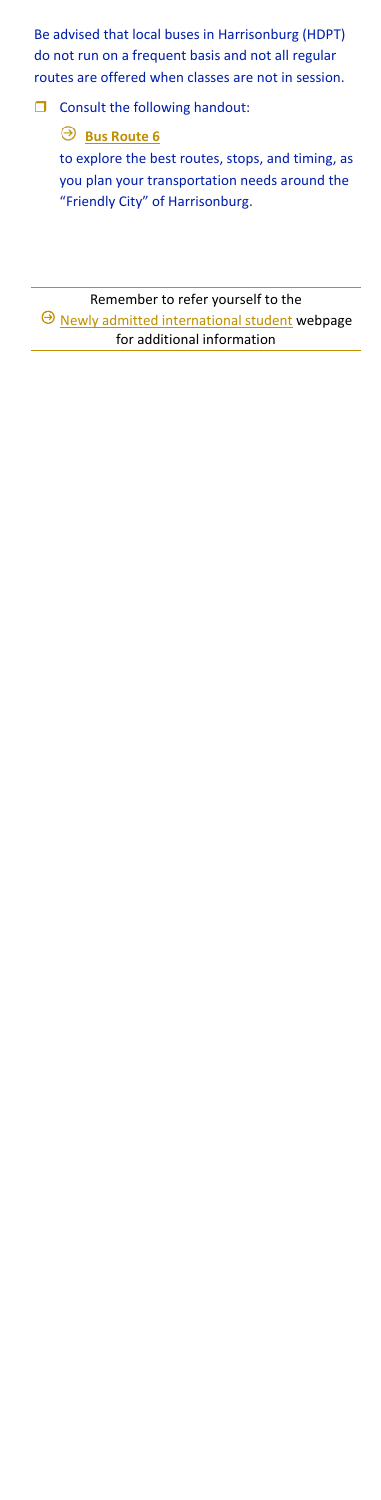Be advised that local buses in Harrisonburg (HDPT) do not run on a frequent basis and not all regular routes are offered when classes are not in session.

- ❐ Consult the following handout:

  ⊖ **Bus Route 6**

  to explore the best routes, stops, and timing, as you plan your transportation needs around the "Friendly City" of Harrisonburg.

---

Remember to refer yourself to the
⊖ Newly admitted international student webpage for additional information

---